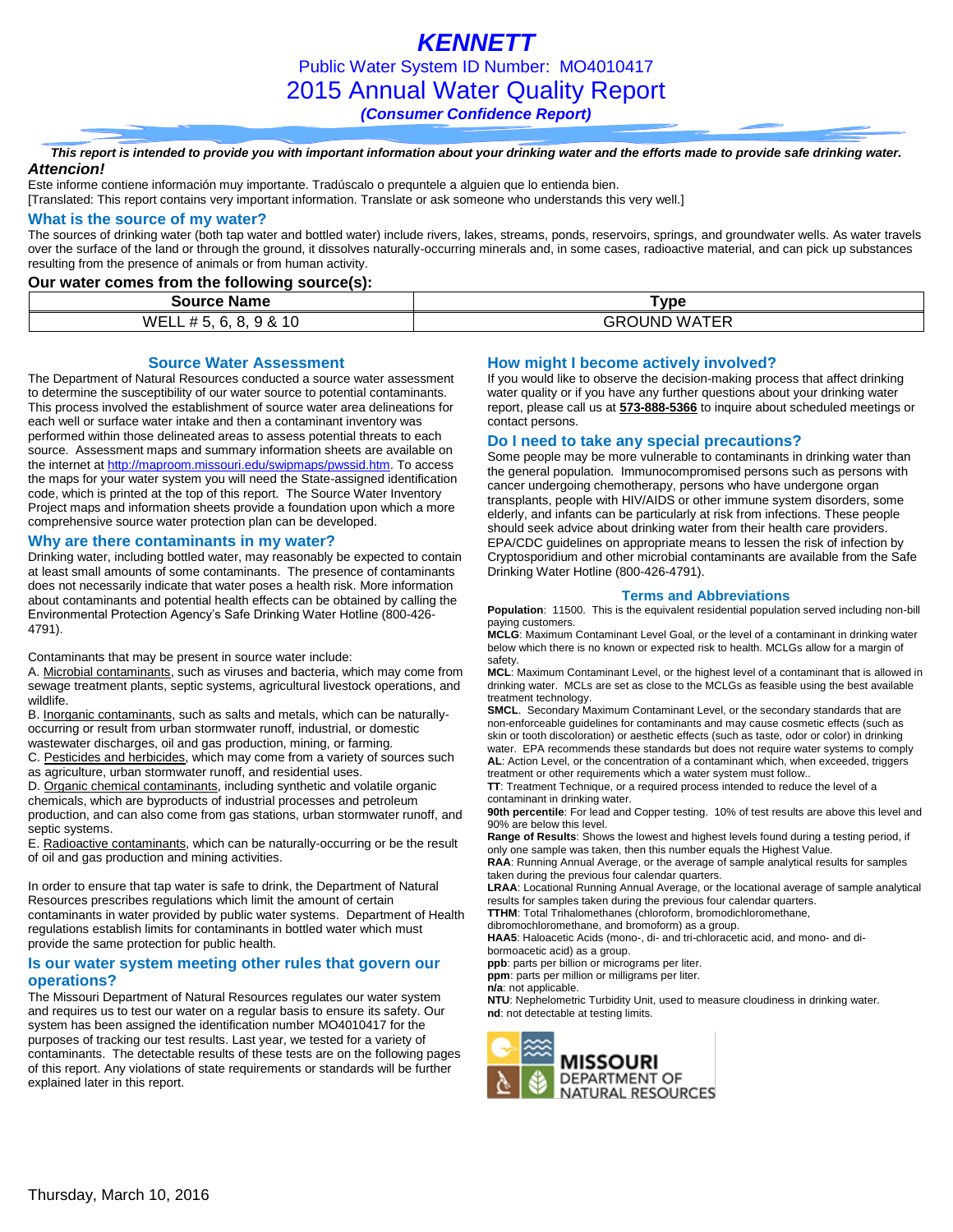# KENNETT

Public Water System ID Number: MO4010417

## 2015 Annual Water Quality Report

***(Consumer Confidence Report)***

***This report is intended to provide you with important information about your drinking water and the efforts made to provide safe drinking water.***

***Attencion!***

Este informe contiene información muy importante. Tradúscalo o prequntele a alguien que lo entienda bien.
[Translated: This report contains very important information. Translate or ask someone who understands this very well.]

### What is the source of my water?

The sources of drinking water (both tap water and bottled water) include rivers, lakes, streams, ponds, reservoirs, springs, and groundwater wells. As water travels over the surface of the land or through the ground, it dissolves naturally-occurring minerals and, in some cases, radioactive material, and can pick up substances resulting from the presence of animals or from human activity.

**Our water comes from the following source(s):**

| Source Name | Type |
|---|---|
| WELL # 5, 6, 8, 9 & 10 | GROUND WATER |

### Source Water Assessment

The Department of Natural Resources conducted a source water assessment to determine the susceptibility of our water source to potential contaminants. This process involved the establishment of source water area delineations for each well or surface water intake and then a contaminant inventory was performed within those delineated areas to assess potential threats to each source. Assessment maps and summary information sheets are available on the internet at http://maproom.missouri.edu/swipmaps/pwssid.htm. To access the maps for your water system you will need the State-assigned identification code, which is printed at the top of this report. The Source Water Inventory Project maps and information sheets provide a foundation upon which a more comprehensive source water protection plan can be developed.

### Why are there contaminants in my water?

Drinking water, including bottled water, may reasonably be expected to contain at least small amounts of some contaminants. The presence of contaminants does not necessarily indicate that water poses a health risk. More information about contaminants and potential health effects can be obtained by calling the Environmental Protection Agency's Safe Drinking Water Hotline (800-426-4791).

Contaminants that may be present in source water include:

A. Microbial contaminants, such as viruses and bacteria, which may come from sewage treatment plants, septic systems, agricultural livestock operations, and wildlife.
B. Inorganic contaminants, such as salts and metals, which can be naturally-occurring or result from urban stormwater runoff, industrial, or domestic wastewater discharges, oil and gas production, mining, or farming.
C. Pesticides and herbicides, which may come from a variety of sources such as agriculture, urban stormwater runoff, and residential uses.
D. Organic chemical contaminants, including synthetic and volatile organic chemicals, which are byproducts of industrial processes and petroleum production, and can also come from gas stations, urban stormwater runoff, and septic systems.
E. Radioactive contaminants, which can be naturally-occurring or be the result of oil and gas production and mining activities.

In order to ensure that tap water is safe to drink, the Department of Natural Resources prescribes regulations which limit the amount of certain contaminants in water provided by public water systems. Department of Health regulations establish limits for contaminants in bottled water which must provide the same protection for public health.

### Is our water system meeting other rules that govern our operations?

The Missouri Department of Natural Resources regulates our water system and requires us to test our water on a regular basis to ensure its safety. Our system has been assigned the identification number MO4010417 for the purposes of tracking our test results. Last year, we tested for a variety of contaminants. The detectable results of these tests are on the following pages of this report. Any violations of state requirements or standards will be further explained later in this report.

### How might I become actively involved?

If you would like to observe the decision-making process that affect drinking water quality or if you have any further questions about your drinking water report, please call us at **573-888-5366** to inquire about scheduled meetings or contact persons.

### Do I need to take any special precautions?

Some people may be more vulnerable to contaminants in drinking water than the general population. Immunocompromised persons such as persons with cancer undergoing chemotherapy, persons who have undergone organ transplants, people with HIV/AIDS or other immune system disorders, some elderly, and infants can be particularly at risk from infections. These people should seek advice about drinking water from their health care providers. EPA/CDC guidelines on appropriate means to lessen the risk of infection by Cryptosporidium and other microbial contaminants are available from the Safe Drinking Water Hotline (800-426-4791).

### Terms and Abbreviations

**Population**: 11500. This is the equivalent residential population served including non-bill paying customers.
**MCLG**: Maximum Contaminant Level Goal, or the level of a contaminant in drinking water below which there is no known or expected risk to health. MCLGs allow for a margin of safety.
**MCL**: Maximum Contaminant Level, or the highest level of a contaminant that is allowed in drinking water. MCLs are set as close to the MCLGs as feasible using the best available treatment technology.
**SMCL**. Secondary Maximum Contaminant Level, or the secondary standards that are non-enforceable guidelines for contaminants and may cause cosmetic effects (such as skin or tooth discoloration) or aesthetic effects (such as taste, odor or color) in drinking water. EPA recommends these standards but does not require water systems to comply
**AL**: Action Level, or the concentration of a contaminant which, when exceeded, triggers treatment or other requirements which a water system must follow..
**TT**: Treatment Technique, or a required process intended to reduce the level of a contaminant in drinking water.
**90th percentile**: For lead and Copper testing. 10% of test results are above this level and 90% are below this level.
**Range of Results**: Shows the lowest and highest levels found during a testing period, if only one sample was taken, then this number equals the Highest Value.
**RAA**: Running Annual Average, or the average of sample analytical results for samples taken during the previous four calendar quarters.
**LRAA**: Locational Running Annual Average, or the locational average of sample analytical results for samples taken during the previous four calendar quarters.
**TTHM**: Total Trihalomethanes (chloroform, bromodichloromethane, dibromochloromethane, and bromoform) as a group.
**HAA5**: Haloacetic Acids (mono-, di- and tri-chloracetic acid, and mono- and di-bormoacetic acid) as a group.
**ppb**: parts per billion or micrograms per liter.
**ppm**: parts per million or milligrams per liter.
**n/a**: not applicable.
**NTU**: Nephelometric Turbidity Unit, used to measure cloudiness in drinking water.
**nd**: not detectable at testing limits.

MISSOURI DEPARTMENT OF NATURAL RESOURCES

Thursday, March 10, 2016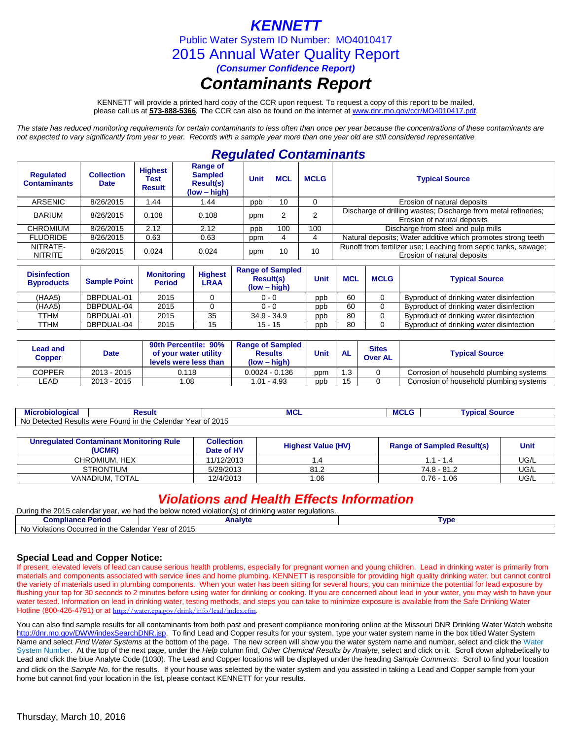# *KENNETT*

Public Water System ID Number: MO4010417

2015 Annual Water Quality Report

***(Consumer Confidence Report)***

# *Contaminants Report*

KENNETT will provide a printed hard copy of the CCR upon request. To request a copy of this report to be mailed, please call us at **573-888-5366**. The CCR can also be found on the internet at www.dnr.mo.gov/ccr/MO4010417.pdf.

*The state has reduced monitoring requirements for certain contaminants to less often than once per year because the concentrations of these contaminants are not expected to vary significantly from year to year. Records with a sample year more than one year old are still considered representative.*

## *Regulated Contaminants*

| Regulated Contaminants | Collection Date | Highest Test Result | Range of Sampled Result(s) (low – high) | Unit | MCL | MCLG | Typical Source |
|---|---|---|---|---|---|---|---|
| ARSENIC | 8/26/2015 | 1.44 | 1.44 | ppb | 10 | 0 | Erosion of natural deposits |
| BARIUM | 8/26/2015 | 0.108 | 0.108 | ppm | 2 | 2 | Discharge of drilling wastes; Discharge from metal refineries; Erosion of natural deposits |
| CHROMIUM | 8/26/2015 | 2.12 | 2.12 | ppb | 100 | 100 | Discharge from steel and pulp mills |
| FLUORIDE | 8/26/2015 | 0.63 | 0.63 | ppm | 4 | 4 | Natural deposits; Water additive which promotes strong teeth |
| NITRATE-NITRITE | 8/26/2015 | 0.024 | 0.024 | ppm | 10 | 10 | Runoff from fertilizer use; Leaching from septic tanks, sewage; Erosion of natural deposits |

| Disinfection Byproducts | Sample Point | Monitoring Period | Highest LRAA | Range of Sampled Result(s) (low – high) | Unit | MCL | MCLG | Typical Source |
|---|---|---|---|---|---|---|---|---|
| (HAA5) | DBPDUAL-01 | 2015 | 0 | 0 - 0 | ppb | 60 | 0 | Byproduct of drinking water disinfection |
| (HAA5) | DBPDUAL-04 | 2015 | 0 | 0 - 0 | ppb | 60 | 0 | Byproduct of drinking water disinfection |
| TTHM | DBPDUAL-01 | 2015 | 35 | 34.9 - 34.9 | ppb | 80 | 0 | Byproduct of drinking water disinfection |
| TTHM | DBPDUAL-04 | 2015 | 15 | 15 - 15 | ppb | 80 | 0 | Byproduct of drinking water disinfection |

| Lead and Copper | Date | 90th Percentile: 90% of your water utility levels were less than | Range of Sampled Results (low – high) | Unit | AL | Sites Over AL | Typical Source |
|---|---|---|---|---|---|---|---|
| COPPER | 2013 - 2015 | 0.118 | 0.0024 - 0.136 | ppm | 1.3 | 0 | Corrosion of household plumbing systems |
| LEAD | 2013 - 2015 | 1.08 | 1.01 - 4.93 | ppb | 15 | 0 | Corrosion of household plumbing systems |

| Microbiological | Result | MCL | MCLG | Typical Source |
|---|---|---|---|---|
| No Detected Results were Found in the Calendar Year of 2015 | | | | |

| Unregulated Contaminant Monitoring Rule (UCMR) | Collection Date of HV | Highest Value (HV) | Range of Sampled Result(s) | Unit |
|---|---|---|---|---|
| CHROMIUM, HEX | 11/12/2013 | 1.4 | 1.1 - 1.4 | UG/L |
| STRONTIUM | 5/29/2013 | 81.2 | 74.8 - 81.2 | UG/L |
| VANADIUM, TOTAL | 12/4/2013 | 1.06 | 0.76 - 1.06 | UG/L |

## *Violations and Health Effects Information*

During the 2015 calendar year, we had the below noted violation(s) of drinking water regulations.

| Compliance Period | Analyte | Type |
|---|---|---|
| No Violations Occurred in the Calendar Year of 2015 | | |

### Special Lead and Copper Notice:

If present, elevated levels of lead can cause serious health problems, especially for pregnant women and young children. Lead in drinking water is primarily from materials and components associated with service lines and home plumbing. KENNETT is responsible for providing high quality drinking water, but cannot control the variety of materials used in plumbing components. When your water has been sitting for several hours, you can minimize the potential for lead exposure by flushing your tap for 30 seconds to 2 minutes before using water for drinking or cooking. If you are concerned about lead in your water, you may wish to have your water tested. Information on lead in drinking water, testing methods, and steps you can take to minimize exposure is available from the Safe Drinking Water Hotline (800-426-4791) or at http://water.epa.gov/drink/info/lead/index.cfm.

You can also find sample results for all contaminants from both past and present compliance monitoring online at the Missouri DNR Drinking Water Watch website http://dnr.mo.gov/DWW/indexSearchDNR.jsp. To find Lead and Copper results for your system, type your water system name in the box titled Water System Name and select *Find Water Systems* at the bottom of the page. The new screen will show you the water system name and number, select and click the Water System Number. At the top of the next page, under the *Help* column find, *Other Chemical Results by Analyte*, select and click on it. Scroll down alphabetically to Lead and click the blue Analyte Code (1030). The Lead and Copper locations will be displayed under the heading *Sample Comments*. Scroll to find your location and click on the *Sample No*. for the results. If your house was selected by the water system and you assisted in taking a Lead and Copper sample from your home but cannot find your location in the list, please contact KENNETT for your results.

Thursday, March 10, 2016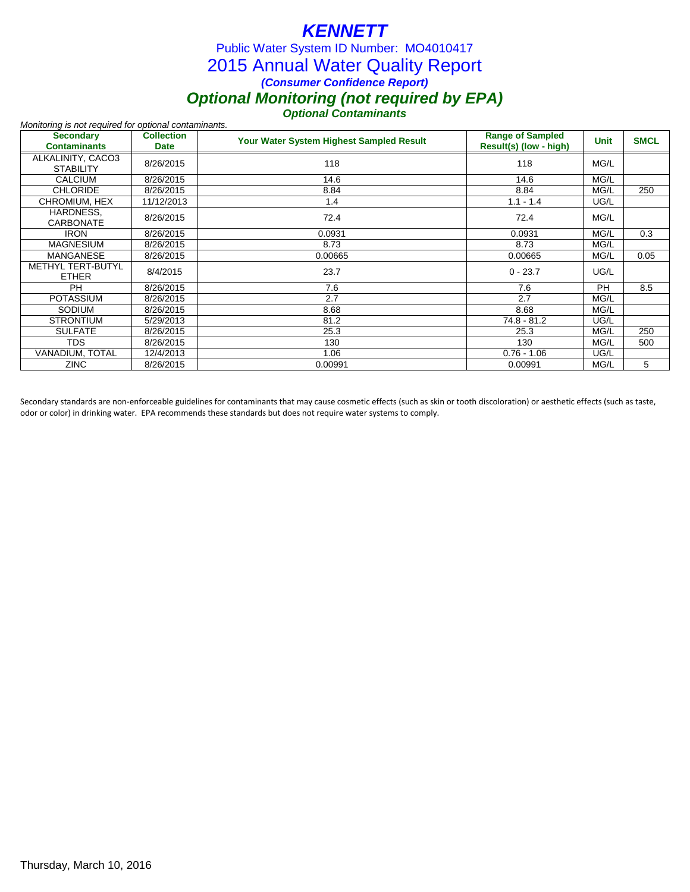# KENNETT

Public Water System ID Number: MO4010417

## 2015 Annual Water Quality Report

***(Consumer Confidence Report)***

## *Optional Monitoring (not required by EPA)*

***Optional Contaminants***

*Monitoring is not required for optional contaminants.*

| Secondary Contaminants | Collection Date | Your Water System Highest Sampled Result | Range of Sampled Result(s) (low - high) | Unit | SMCL |
|---|---|---|---|---|---|
| ALKALINITY, CACO3 STABILITY | 8/26/2015 | 118 | 118 | MG/L | |
| CALCIUM | 8/26/2015 | 14.6 | 14.6 | MG/L | |
| CHLORIDE | 8/26/2015 | 8.84 | 8.84 | MG/L | 250 |
| CHROMIUM, HEX | 11/12/2013 | 1.4 | 1.1 - 1.4 | UG/L | |
| HARDNESS, CARBONATE | 8/26/2015 | 72.4 | 72.4 | MG/L | |
| IRON | 8/26/2015 | 0.0931 | 0.0931 | MG/L | 0.3 |
| MAGNESIUM | 8/26/2015 | 8.73 | 8.73 | MG/L | |
| MANGANESE | 8/26/2015 | 0.00665 | 0.00665 | MG/L | 0.05 |
| METHYL TERT-BUTYL ETHER | 8/4/2015 | 23.7 | 0 - 23.7 | UG/L | |
| PH | 8/26/2015 | 7.6 | 7.6 | PH | 8.5 |
| POTASSIUM | 8/26/2015 | 2.7 | 2.7 | MG/L | |
| SODIUM | 8/26/2015 | 8.68 | 8.68 | MG/L | |
| STRONTIUM | 5/29/2013 | 81.2 | 74.8 - 81.2 | UG/L | |
| SULFATE | 8/26/2015 | 25.3 | 25.3 | MG/L | 250 |
| TDS | 8/26/2015 | 130 | 130 | MG/L | 500 |
| VANADIUM, TOTAL | 12/4/2013 | 1.06 | 0.76 - 1.06 | UG/L | |
| ZINC | 8/26/2015 | 0.00991 | 0.00991 | MG/L | 5 |

Secondary standards are non-enforceable guidelines for contaminants that may cause cosmetic effects (such as skin or tooth discoloration) or aesthetic effects (such as taste, odor or color) in drinking water. EPA recommends these standards but does not require water systems to comply.

Thursday, March 10, 2016